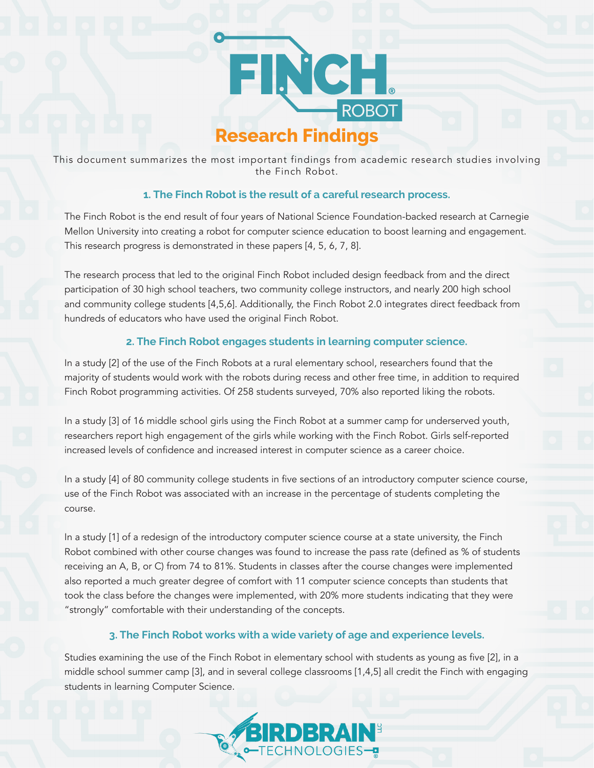# FINCH® ROBOT

## Research Findings

This document summarizes the most important findings from academic research studies involving the Finch Robot.

### 1. The Finch Robot is the result of a careful research process.

The Finch Robot is the end result of four years of National Science Foundation-backed research at Carnegie Mellon University into creating a robot for computer science education to boost learning and engagement. This research progress is demonstrated in these papers [4, 5, 6, 7, 8].

The research process that led to the original Finch Robot included design feedback from and the direct participation of 30 high school teachers, two community college instructors, and nearly 200 high school and community college students [4,5,6]. Additionally, the Finch Robot 2.0 integrates direct feedback from hundreds of educators who have used the original Finch Robot.

### 2. The Finch Robot engages students in learning computer science.

In a study [2] of the use of the Finch Robots at a rural elementary school, researchers found that the majority of students would work with the robots during recess and other free time, in addition to required Finch Robot programming activities. Of 258 students surveyed, 70% also reported liking the robots.

In a study [3] of 16 middle school girls using the Finch Robot at a summer camp for underserved youth, researchers report high engagement of the girls while working with the Finch Robot. Girls self-reported increased levels of confidence and increased interest in computer science as a career choice.

In a study [4] of 80 community college students in five sections of an introductory computer science course, use of the Finch Robot was associated with an increase in the percentage of students completing the course.

In a study [1] of a redesign of the introductory computer science course at a state university, the Finch Robot combined with other course changes was found to increase the pass rate (defined as % of students receiving an A, B, or C) from 74 to 81%. Students in classes after the course changes were implemented also reported a much greater degree of comfort with 11 computer science concepts than students that took the class before the changes were implemented, with 20% more students indicating that they were "strongly" comfortable with their understanding of the concepts.

### 3. The Finch Robot works with a wide variety of age and experience levels.

Studies examining the use of the Finch Robot in elementary school with students as young as five [2], in a middle school summer camp [3], and in several college classrooms [1,4,5] all credit the Finch with engaging students in learning Computer Science.

BIRDBRAIN TECHNOLOGIES LLC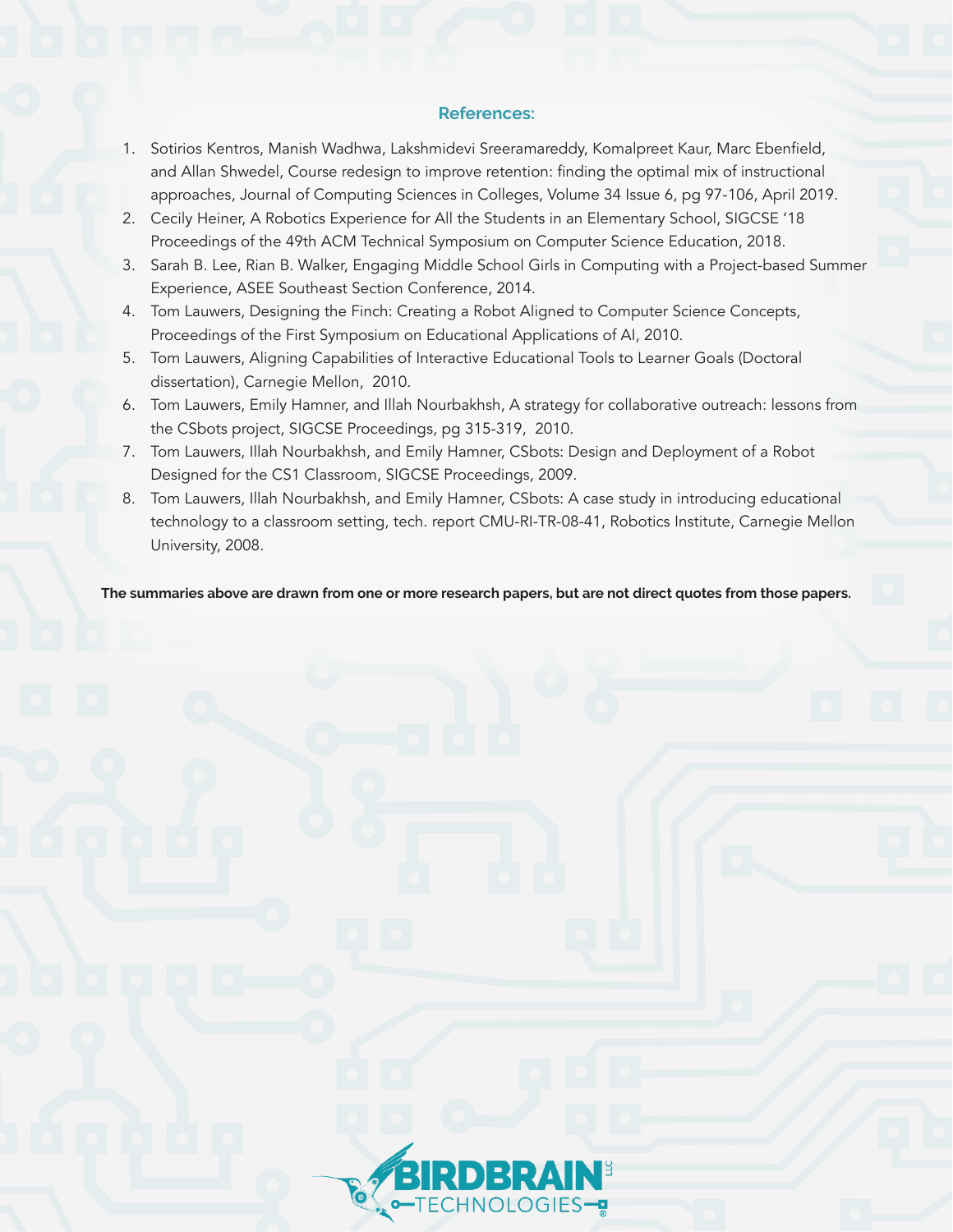## References:

1. Sotirios Kentros, Manish Wadhwa, Lakshmidevi Sreeramareddy, Komalpreet Kaur, Marc Ebenfield, and Allan Shwedel, Course redesign to improve retention: finding the optimal mix of instructional approaches, Journal of Computing Sciences in Colleges, Volume 34 Issue 6, pg 97-106, April 2019.
2. Cecily Heiner, A Robotics Experience for All the Students in an Elementary School, SIGCSE '18 Proceedings of the 49th ACM Technical Symposium on Computer Science Education, 2018.
3. Sarah B. Lee, Rian B. Walker, Engaging Middle School Girls in Computing with a Project-based Summer Experience, ASEE Southeast Section Conference, 2014.
4. Tom Lauwers, Designing the Finch: Creating a Robot Aligned to Computer Science Concepts, Proceedings of the First Symposium on Educational Applications of AI, 2010.
5. Tom Lauwers, Aligning Capabilities of Interactive Educational Tools to Learner Goals (Doctoral dissertation), Carnegie Mellon, 2010.
6. Tom Lauwers, Emily Hamner, and Illah Nourbakhsh, A strategy for collaborative outreach: lessons from the CSbots project, SIGCSE Proceedings, pg 315-319, 2010.
7. Tom Lauwers, Illah Nourbakhsh, and Emily Hamner, CSbots: Design and Deployment of a Robot Designed for the CS1 Classroom, SIGCSE Proceedings, 2009.
8. Tom Lauwers, Illah Nourbakhsh, and Emily Hamner, CSbots: A case study in introducing educational technology to a classroom setting, tech. report CMU-RI-TR-08-41, Robotics Institute, Carnegie Mellon University, 2008.

**The summaries above are drawn from one or more research papers, but are not direct quotes from those papers.**

BIRDBRAIN TECHNOLOGIES LLC